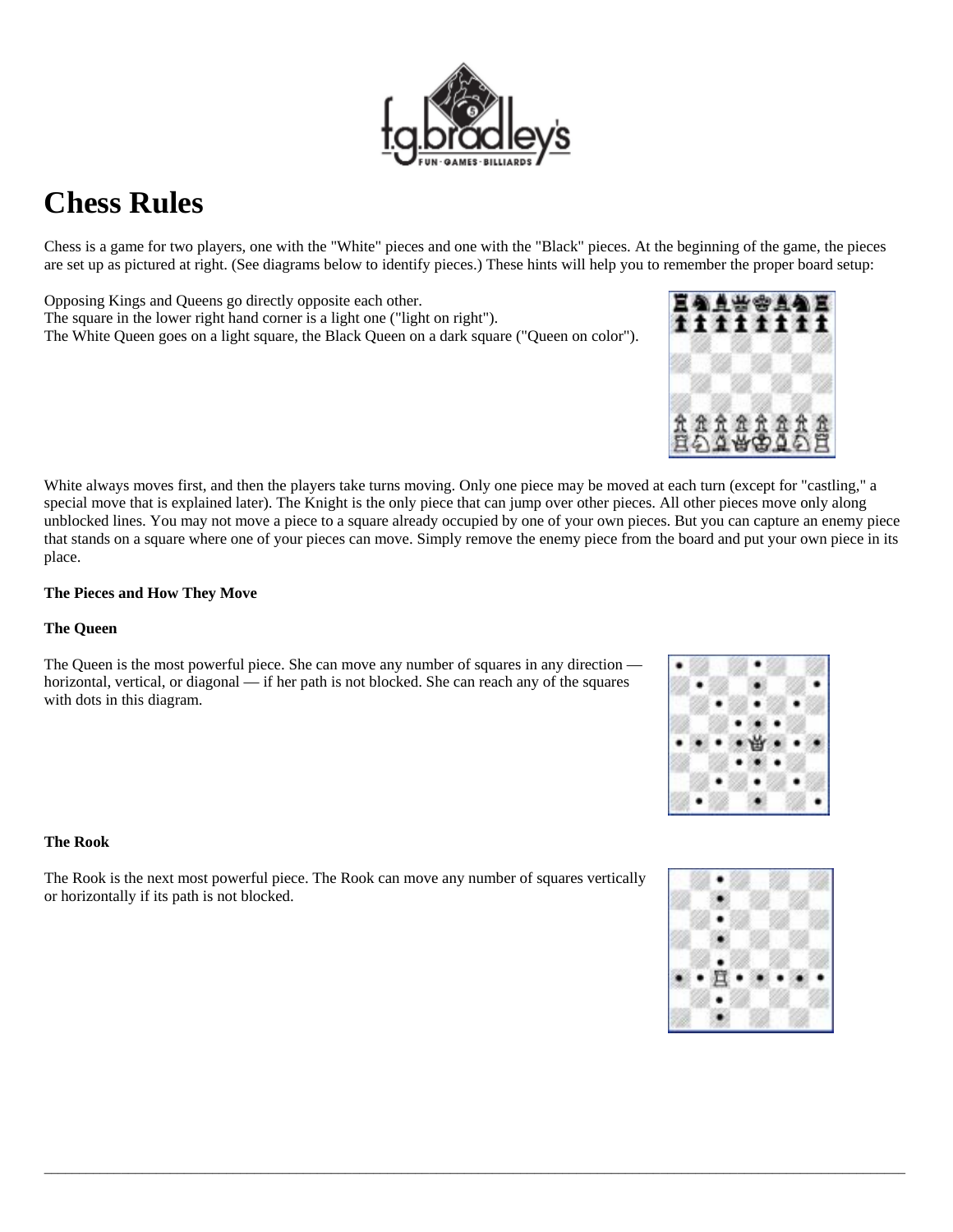# Chess Rules

Chess is a game for two players, one with the "White" pieces and one with the "Black" pieces. At the beginning of the game, the pieces are set up as pictured at right. (See diagrams below to identify pieces.) These hints will help you to remember the proper board setup:

Opposing Kings and Queens go directly opposite each other.
The square in the lower right hand corner is a light one ("light on right").
The White Queen goes on a light square, the Black Queen on a dark square ("Queen on color").

White always moves first, and then the players take turns moving. Only one piece may be moved at each turn (except for "castling," a special move that is explained later). The Knight is the only piece that can jump over other pieces. All other pieces move only along unblocked lines. You may not move a piece to a square already occupied by one of your own pieces. But you can capture an enemy piece that stands on a square where one of your pieces can move. Simply remove the enemy piece from the board and put your own piece in its place.

**The Pieces and How They Move**

**The Queen**

The Queen is the most powerful piece. She can move any number of squares in any direction — horizontal, vertical, or diagonal — if her path is not blocked. She can reach any of the squares with dots in this diagram.

**The Rook**

The Rook is the next most powerful piece. The Rook can move any number of squares vertically or horizontally if its path is not blocked.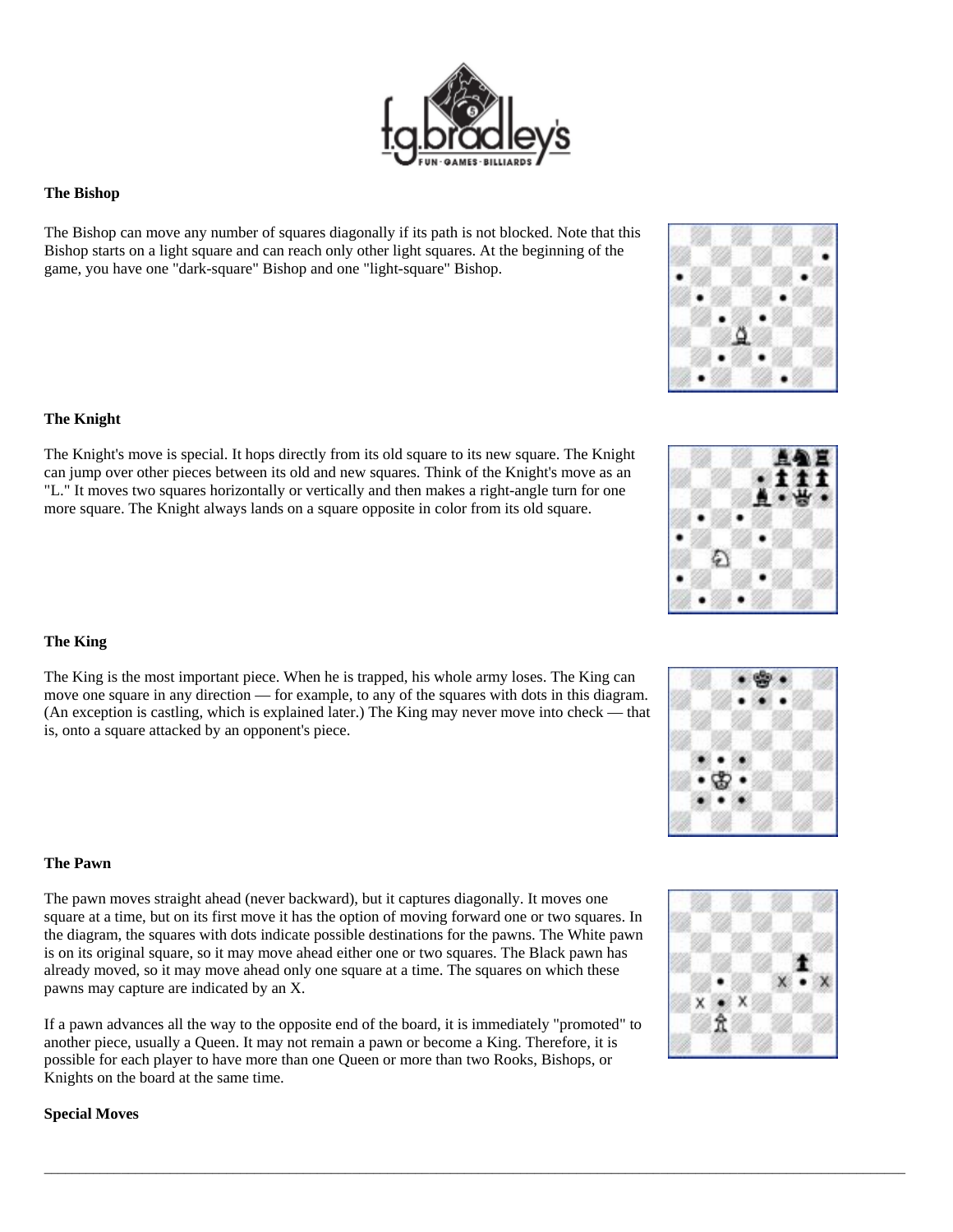**The Bishop**

The Bishop can move any number of squares diagonally if its path is not blocked. Note that this Bishop starts on a light square and can reach only other light squares. At the beginning of the game, you have one "dark-square" Bishop and one "light-square" Bishop.

**The Knight**

The Knight's move is special. It hops directly from its old square to its new square. The Knight can jump over other pieces between its old and new squares. Think of the Knight's move as an "L." It moves two squares horizontally or vertically and then makes a right-angle turn for one more square. The Knight always lands on a square opposite in color from its old square.

**The King**

The King is the most important piece. When he is trapped, his whole army loses. The King can move one square in any direction — for example, to any of the squares with dots in this diagram. (An exception is castling, which is explained later.) The King may never move into check — that is, onto a square attacked by an opponent's piece.

**The Pawn**

The pawn moves straight ahead (never backward), but it captures diagonally. It moves one square at a time, but on its first move it has the option of moving forward one or two squares. In the diagram, the squares with dots indicate possible destinations for the pawns. The White pawn is on its original square, so it may move ahead either one or two squares. The Black pawn has already moved, so it may move ahead only one square at a time. The squares on which these pawns may capture are indicated by an X.

If a pawn advances all the way to the opposite end of the board, it is immediately "promoted" to another piece, usually a Queen. It may not remain a pawn or become a King. Therefore, it is possible for each player to have more than one Queen or more than two Rooks, Bishops, or Knights on the board at the same time.

**Special Moves**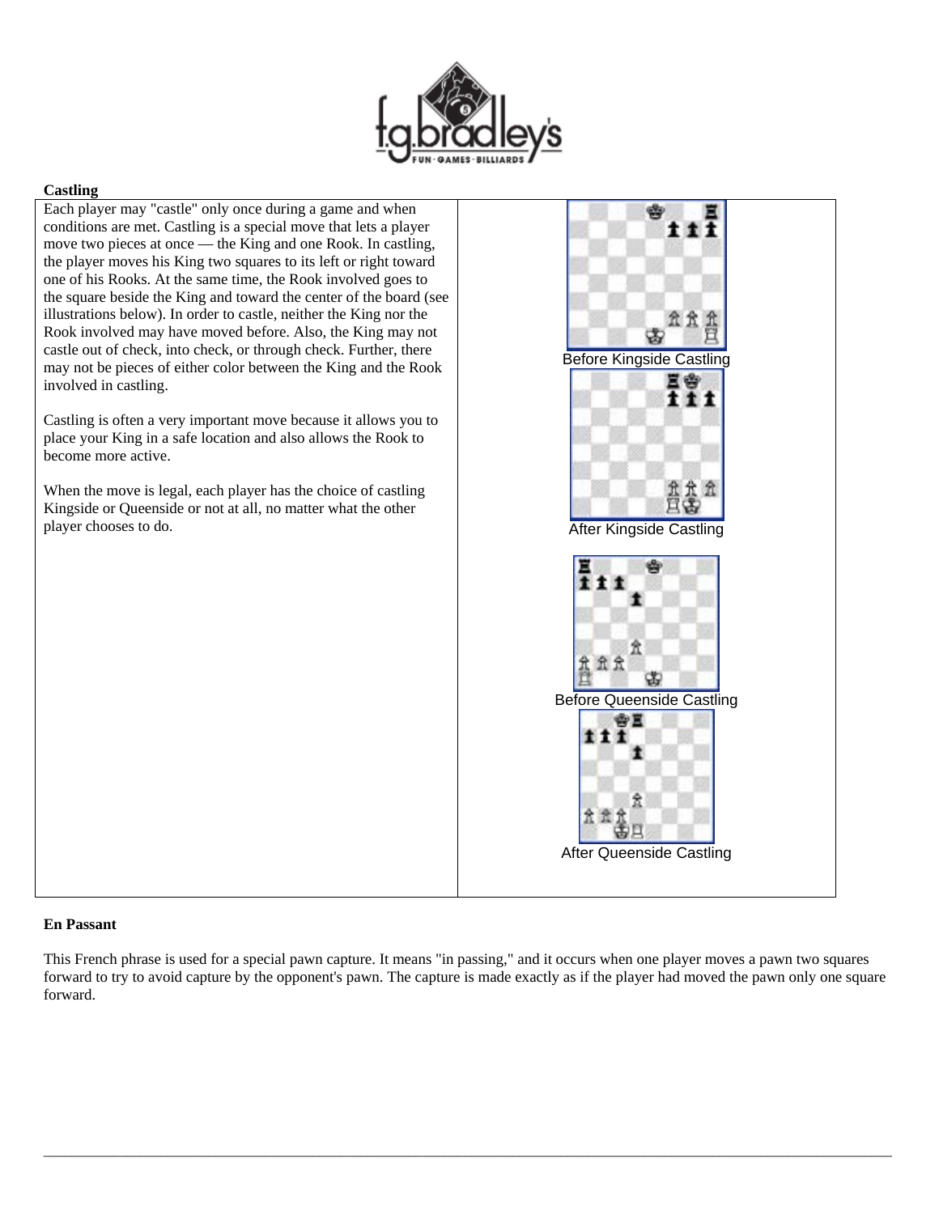**Castling**

Each player may "castle" only once during a game and when conditions are met. Castling is a special move that lets a player move two pieces at once — the King and one Rook. In castling, the player moves his King two squares to its left or right toward one of his Rooks. At the same time, the Rook involved goes to the square beside the King and toward the center of the board (see illustrations below). In order to castle, neither the King nor the Rook involved may have moved before. Also, the King may not castle out of check, into check, or through check. Further, there may not be pieces of either color between the King and the Rook involved in castling.

Castling is often a very important move because it allows you to place your King in a safe location and also allows the Rook to become more active.

When the move is legal, each player has the choice of castling Kingside or Queenside or not at all, no matter what the other player chooses to do.

Before Kingside Castling

After Kingside Castling

Before Queenside Castling

After Queenside Castling

**En Passant**

This French phrase is used for a special pawn capture. It means "in passing," and it occurs when one player moves a pawn two squares forward to try to avoid capture by the opponent's pawn. The capture is made exactly as if the player had moved the pawn only one square forward.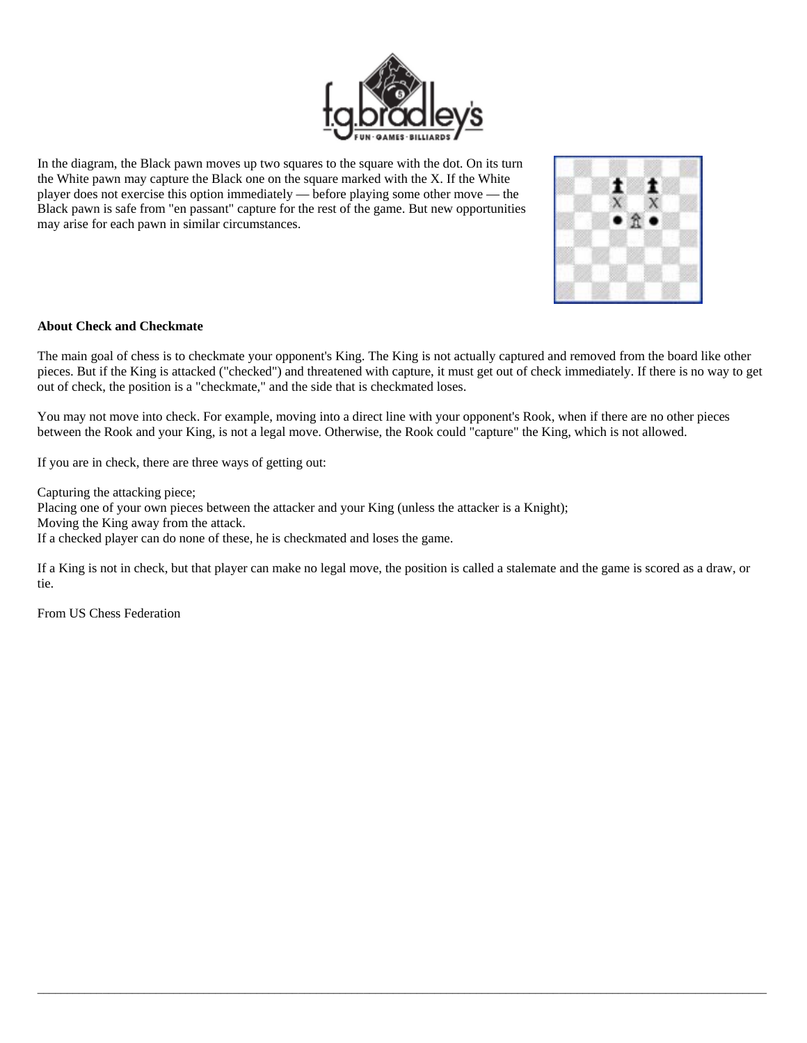In the diagram, the Black pawn moves up two squares to the square with the dot. On its turn the White pawn may capture the Black one on the square marked with the X. If the White player does not exercise this option immediately — before playing some other move — the Black pawn is safe from "en passant" capture for the rest of the game. But new opportunities may arise for each pawn in similar circumstances.

**About Check and Checkmate**

The main goal of chess is to checkmate your opponent's King. The King is not actually captured and removed from the board like other pieces. But if the King is attacked ("checked") and threatened with capture, it must get out of check immediately. If there is no way to get out of check, the position is a "checkmate," and the side that is checkmated loses.

You may not move into check. For example, moving into a direct line with your opponent's Rook, when if there are no other pieces between the Rook and your King, is not a legal move. Otherwise, the Rook could "capture" the King, which is not allowed.

If you are in check, there are three ways of getting out:

Capturing the attacking piece;
Placing one of your own pieces between the attacker and your King (unless the attacker is a Knight);
Moving the King away from the attack.
If a checked player can do none of these, he is checkmated and loses the game.

If a King is not in check, but that player can make no legal move, the position is called a stalemate and the game is scored as a draw, or tie.

From US Chess Federation